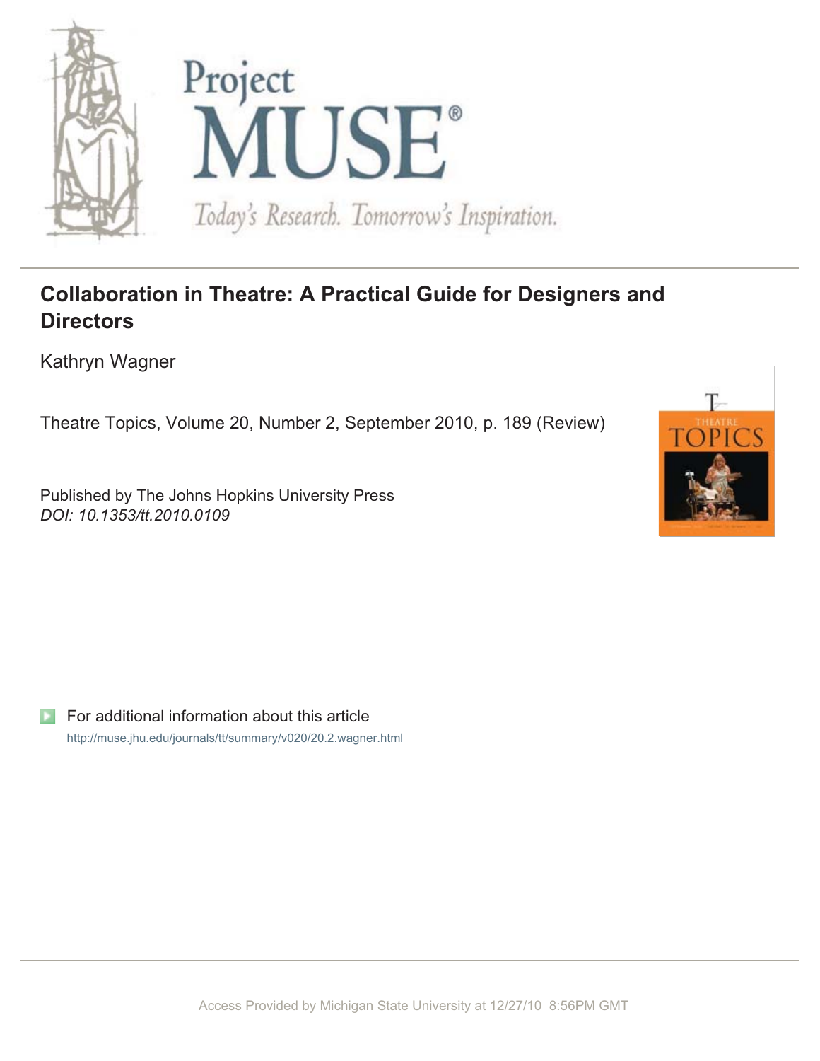# Collaboration in Theatre: A Practical Guide for Designers and Directors

Kathryn Wagner

Theatre Topics, Volume 20, Number 2, September 2010, p. 189 (Review)

Published by The Johns Hopkins University Press
*DOI: 10.1353/tt.2010.0109*

For additional information about this article
http://muse.jhu.edu/journals/tt/summary/v020/20.2.wagner.html

Access Provided by Michigan State University at 12/27/10 8:56PM GMT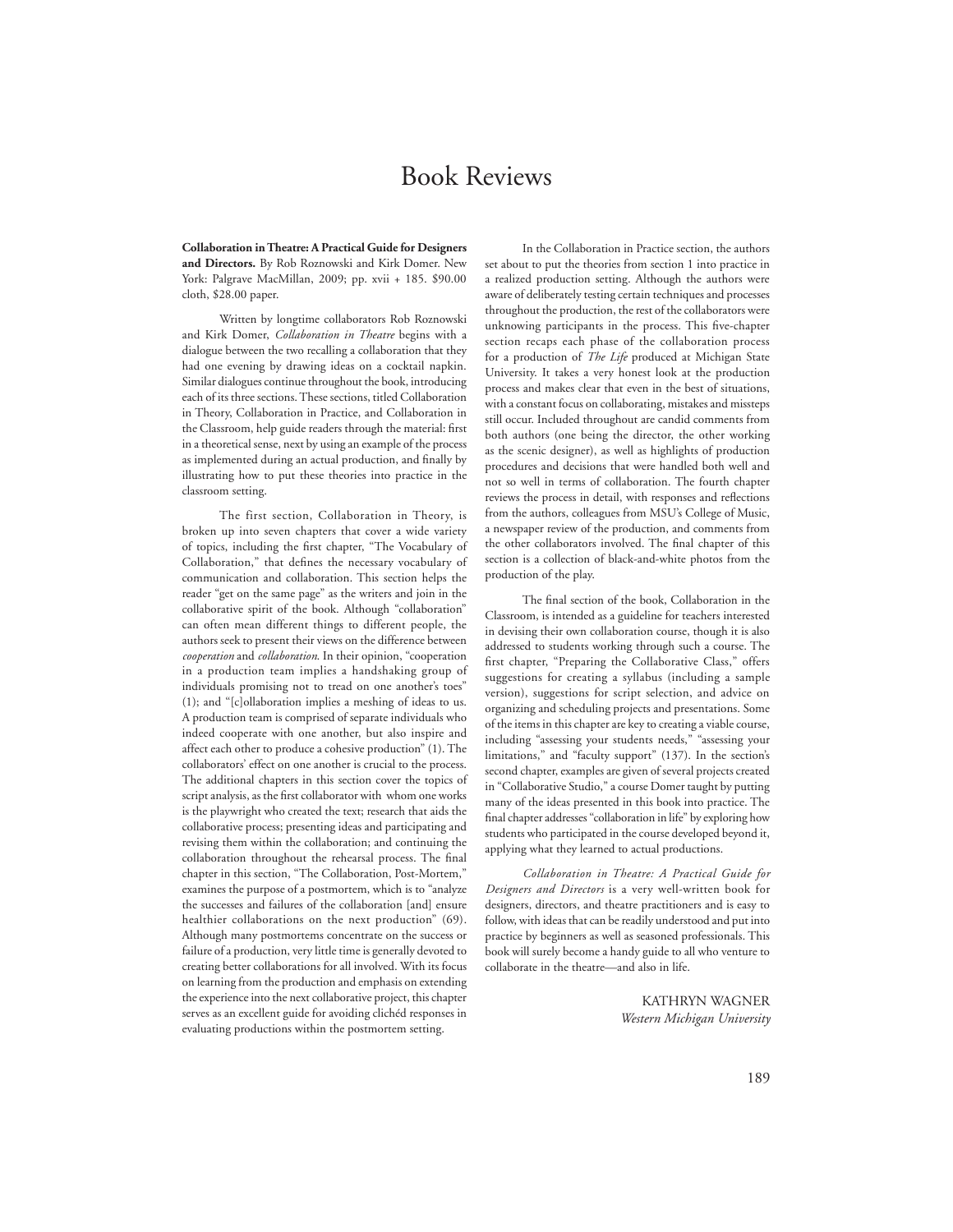# Book Reviews

**Collaboration in Theatre: A Practical Guide for Designers and Directors.** By Rob Roznowski and Kirk Domer. New York: Palgrave MacMillan, 2009; pp. xvii + 185. $90.00 cloth, $28.00 paper.

Written by longtime collaborators Rob Roznowski and Kirk Domer, *Collaboration in Theatre* begins with a dialogue between the two recalling a collaboration that they had one evening by drawing ideas on a cocktail napkin. Similar dialogues continue throughout the book, introducing each of its three sections. These sections, titled Collaboration in Theory, Collaboration in Practice, and Collaboration in the Classroom, help guide readers through the material: first in a theoretical sense, next by using an example of the process as implemented during an actual production, and finally by illustrating how to put these theories into practice in the classroom setting.

The first section, Collaboration in Theory, is broken up into seven chapters that cover a wide variety of topics, including the first chapter, "The Vocabulary of Collaboration," that defines the necessary vocabulary of communication and collaboration. This section helps the reader "get on the same page" as the writers and join in the collaborative spirit of the book. Although "collaboration" can often mean different things to different people, the authors seek to present their views on the difference between *cooperation* and *collaboration*. In their opinion, "cooperation in a production team implies a handshaking group of individuals promising not to tread on one another's toes" (1); and "[c]ollaboration implies a meshing of ideas to us. A production team is comprised of separate individuals who indeed cooperate with one another, but also inspire and affect each other to produce a cohesive production" (1). The collaborators' effect on one another is crucial to the process. The additional chapters in this section cover the topics of script analysis, as the first collaborator with whom one works is the playwright who created the text; research that aids the collaborative process; presenting ideas and participating and revising them within the collaboration; and continuing the collaboration throughout the rehearsal process. The final chapter in this section, "The Collaboration, Post-Mortem," examines the purpose of a postmortem, which is to "analyze the successes and failures of the collaboration [and] ensure healthier collaborations on the next production" (69). Although many postmortems concentrate on the success or failure of a production, very little time is generally devoted to creating better collaborations for all involved. With its focus on learning from the production and emphasis on extending the experience into the next collaborative project, this chapter serves as an excellent guide for avoiding clichéd responses in evaluating productions within the postmortem setting.

In the Collaboration in Practice section, the authors set about to put the theories from section 1 into practice in a realized production setting. Although the authors were aware of deliberately testing certain techniques and processes throughout the production, the rest of the collaborators were unknowing participants in the process. This five-chapter section recaps each phase of the collaboration process for a production of *The Life* produced at Michigan State University. It takes a very honest look at the production process and makes clear that even in the best of situations, with a constant focus on collaborating, mistakes and missteps still occur. Included throughout are candid comments from both authors (one being the director, the other working as the scenic designer), as well as highlights of production procedures and decisions that were handled both well and not so well in terms of collaboration. The fourth chapter reviews the process in detail, with responses and reflections from the authors, colleagues from MSU's College of Music, a newspaper review of the production, and comments from the other collaborators involved. The final chapter of this section is a collection of black-and-white photos from the production of the play.

The final section of the book, Collaboration in the Classroom, is intended as a guideline for teachers interested in devising their own collaboration course, though it is also addressed to students working through such a course. The first chapter, "Preparing the Collaborative Class," offers suggestions for creating a syllabus (including a sample version), suggestions for script selection, and advice on organizing and scheduling projects and presentations. Some of the items in this chapter are key to creating a viable course, including "assessing your students needs," "assessing your limitations," and "faculty support" (137). In the section's second chapter, examples are given of several projects created in "Collaborative Studio," a course Domer taught by putting many of the ideas presented in this book into practice. The final chapter addresses "collaboration in life" by exploring how students who participated in the course developed beyond it, applying what they learned to actual productions.

*Collaboration in Theatre: A Practical Guide for Designers and Directors* is a very well-written book for designers, directors, and theatre practitioners and is easy to follow, with ideas that can be readily understood and put into practice by beginners as well as seasoned professionals. This book will surely become a handy guide to all who venture to collaborate in the theatre—and also in life.

KATHRYN WAGNER
*Western Michigan University*